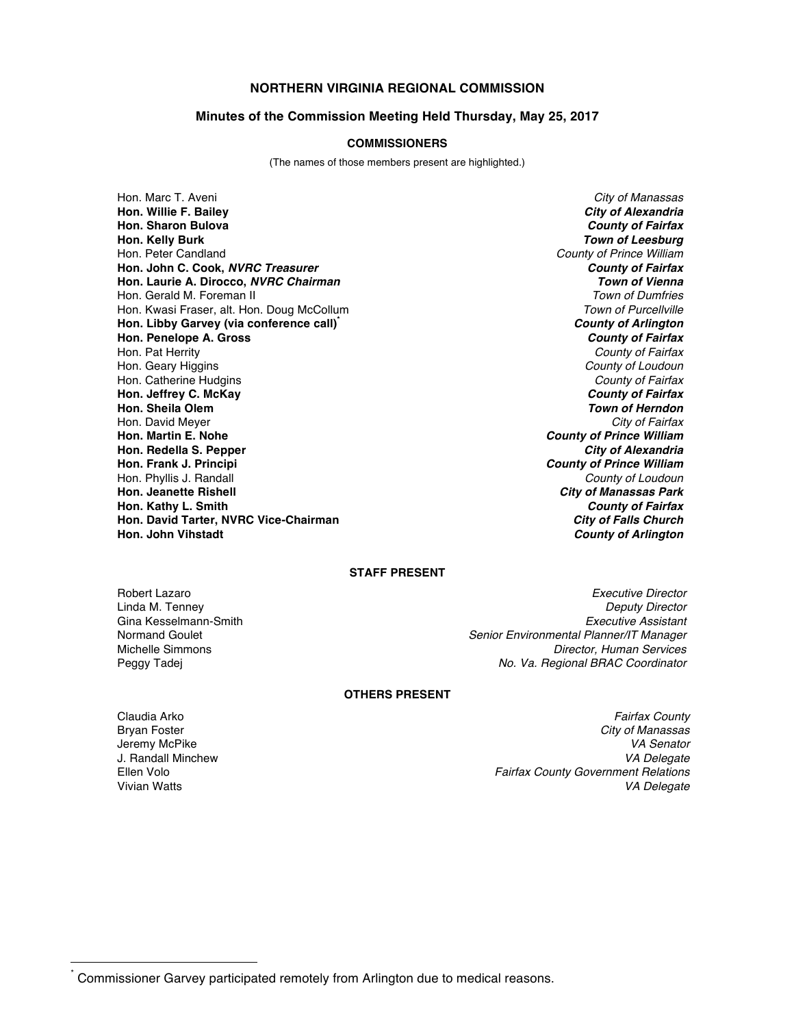# NORTHERN VIRGINIA REGIONAL COMMISSION

## Minutes of the Commission Meeting Held Thursday, May 25, 2017

### COMMISSIONERS

(The names of those members present are highlighted.)

| Commissioner | Jurisdiction |
|---|---|
| Hon. Marc T. Aveni | *City of Manassas* |
| **Hon. Willie F. Bailey** | ***City of Alexandria*** |
| **Hon. Sharon Bulova** | ***County of Fairfax*** |
| **Hon. Kelly Burk** | ***Town of Leesburg*** |
| Hon. Peter Candland | *County of Prince William* |
| **Hon. John C. Cook, *NVRC Treasurer*** | ***County of Fairfax*** |
| **Hon. Laurie A. Dirocco, *NVRC Chairman*** | ***Town of Vienna*** |
| Hon. Gerald M. Foreman II | *Town of Dumfries* |
| Hon. Kwasi Fraser, alt. Hon. Doug McCollum | *Town of Purcellville* |
| **Hon. Libby Garvey (via conference call)*** | ***County of Arlington*** |
| **Hon. Penelope A. Gross** | ***County of Fairfax*** |
| Hon. Pat Herrity | *County of Fairfax* |
| Hon. Geary Higgins | *County of Loudoun* |
| Hon. Catherine Hudgins | *County of Fairfax* |
| **Hon. Jeffrey C. McKay** | ***County of Fairfax*** |
| **Hon. Sheila Olem** | ***Town of Herndon*** |
| Hon. David Meyer | *City of Fairfax* |
| **Hon. Martin E. Nohe** | ***County of Prince William*** |
| **Hon. Redella S. Pepper** | ***City of Alexandria*** |
| **Hon. Frank J. Principi** | ***County of Prince William*** |
| Hon. Phyllis J. Randall | *County of Loudoun* |
| **Hon. Jeanette Rishell** | ***City of Manassas Park*** |
| **Hon. Kathy L. Smith** | ***County of Fairfax*** |
| **Hon. David Tarter, NVRC Vice-Chairman** | ***City of Falls Church*** |
| **Hon. John Vihstadt** | ***County of Arlington*** |

### STAFF PRESENT

| Name | Title |
|---|---|
| Robert Lazaro | *Executive Director* |
| Linda M. Tenney | *Deputy Director* |
| Gina Kesselmann-Smith | *Executive Assistant* |
| Normand Goulet | *Senior Environmental Planner/IT Manager* |
| Michelle Simmons | *Director, Human Services* |
| Peggy Tadej | *No. Va. Regional BRAC Coordinator* |

### OTHERS PRESENT

| Name | Affiliation |
|---|---|
| Claudia Arko | *Fairfax County* |
| Bryan Foster | *City of Manassas* |
| Jeremy McPike | *VA Senator* |
| J. Randall Minchew | *VA Delegate* |
| Ellen Volo | *Fairfax County Government Relations* |
| Vivian Watts | *VA Delegate* |

* Commissioner Garvey participated remotely from Arlington due to medical reasons.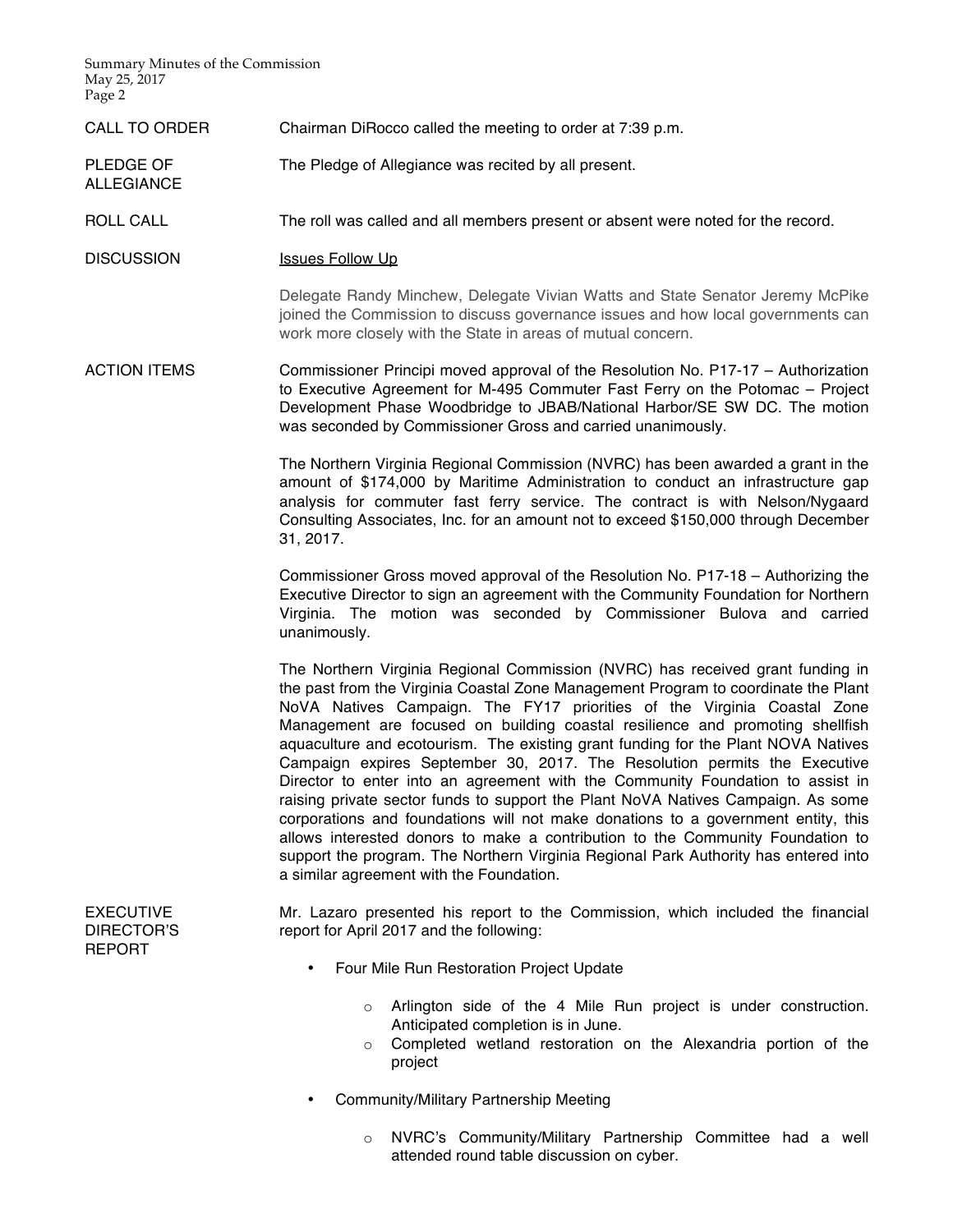**CALL TO ORDER**

Chairman DiRocco called the meeting to order at 7:39 p.m.

**PLEDGE OF ALLEGIANCE**

The Pledge of Allegiance was recited by all present.

**ROLL CALL**

The roll was called and all members present or absent were noted for the record.

**DISCUSSION**

Issues Follow Up

Delegate Randy Minchew, Delegate Vivian Watts and State Senator Jeremy McPike joined the Commission to discuss governance issues and how local governments can work more closely with the State in areas of mutual concern.

**ACTION ITEMS**

Commissioner Principi moved approval of the Resolution No. P17-17 – Authorization to Executive Agreement for M-495 Commuter Fast Ferry on the Potomac – Project Development Phase Woodbridge to JBAB/National Harbor/SE SW DC. The motion was seconded by Commissioner Gross and carried unanimously.

The Northern Virginia Regional Commission (NVRC) has been awarded a grant in the amount of $174,000 by Maritime Administration to conduct an infrastructure gap analysis for commuter fast ferry service. The contract is with Nelson/Nygaard Consulting Associates, Inc. for an amount not to exceed $150,000 through December 31, 2017.

Commissioner Gross moved approval of the Resolution No. P17-18 – Authorizing the Executive Director to sign an agreement with the Community Foundation for Northern Virginia. The motion was seconded by Commissioner Bulova and carried unanimously.

The Northern Virginia Regional Commission (NVRC) has received grant funding in the past from the Virginia Coastal Zone Management Program to coordinate the Plant NoVA Natives Campaign. The FY17 priorities of the Virginia Coastal Zone Management are focused on building coastal resilience and promoting shellfish aquaculture and ecotourism. The existing grant funding for the Plant NOVA Natives Campaign expires September 30, 2017. The Resolution permits the Executive Director to enter into an agreement with the Community Foundation to assist in raising private sector funds to support the Plant NoVA Natives Campaign. As some corporations and foundations will not make donations to a government entity, this allows interested donors to make a contribution to the Community Foundation to support the program. The Northern Virginia Regional Park Authority has entered into a similar agreement with the Foundation.

**EXECUTIVE DIRECTOR'S REPORT**

Mr. Lazaro presented his report to the Commission, which included the financial report for April 2017 and the following:

- Four Mile Run Restoration Project Update
  - Arlington side of the 4 Mile Run project is under construction. Anticipated completion is in June.
  - Completed wetland restoration on the Alexandria portion of the project
- Community/Military Partnership Meeting
  - NVRC's Community/Military Partnership Committee had a well attended round table discussion on cyber.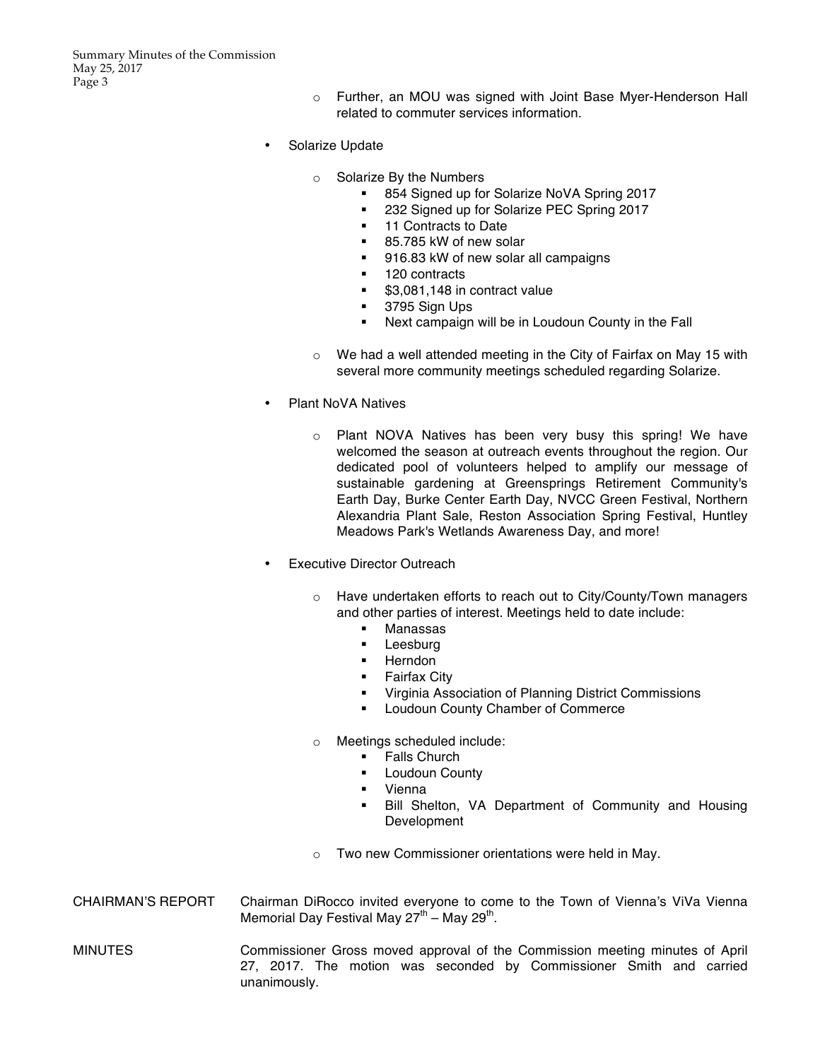- Further, an MOU was signed with Joint Base Myer-Henderson Hall related to commuter services information.

- Solarize Update

  - Solarize By the Numbers
    - 854 Signed up for Solarize NoVA Spring 2017
    - 232 Signed up for Solarize PEC Spring 2017
    - 11 Contracts to Date
    - 85.785 kW of new solar
    - 916.83 kW of new solar all campaigns
    - 120 contracts
    - $3,081,148 in contract value
    - 3795 Sign Ups
    - Next campaign will be in Loudoun County in the Fall

  - We had a well attended meeting in the City of Fairfax on May 15 with several more community meetings scheduled regarding Solarize.

- Plant NoVA Natives

  - Plant NOVA Natives has been very busy this spring! We have welcomed the season at outreach events throughout the region. Our dedicated pool of volunteers helped to amplify our message of sustainable gardening at Greensprings Retirement Community's Earth Day, Burke Center Earth Day, NVCC Green Festival, Northern Alexandria Plant Sale, Reston Association Spring Festival, Huntley Meadows Park's Wetlands Awareness Day, and more!

- Executive Director Outreach

  - Have undertaken efforts to reach out to City/County/Town managers and other parties of interest. Meetings held to date include:
    - Manassas
    - Leesburg
    - Herndon
    - Fairfax City
    - Virginia Association of Planning District Commissions
    - Loudoun County Chamber of Commerce

  - Meetings scheduled include:
    - Falls Church
    - Loudoun County
    - Vienna
    - Bill Shelton, VA Department of Community and Housing Development

  - Two new Commissioner orientations were held in May.

**CHAIRMAN'S REPORT** Chairman DiRocco invited everyone to come to the Town of Vienna's ViVa Vienna Memorial Day Festival May 27th – May 29th.

**MINUTES** Commissioner Gross moved approval of the Commission meeting minutes of April 27, 2017. The motion was seconded by Commissioner Smith and carried unanimously.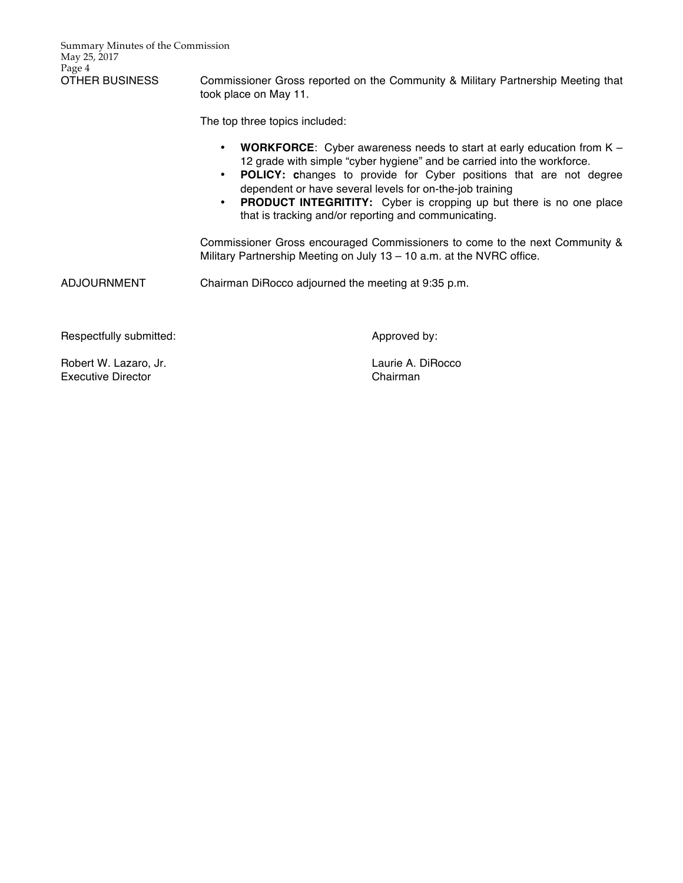OTHER BUSINESS

Commissioner Gross reported on the Community & Military Partnership Meeting that took place on May 11.

The top three topics included:

- **WORKFORCE**: Cyber awareness needs to start at early education from K – 12 grade with simple "cyber hygiene" and be carried into the workforce.
- **POLICY: c**hanges to provide for Cyber positions that are not degree dependent or have several levels for on-the-job training
- **PRODUCT INTEGRITITY:** Cyber is cropping up but there is no one place that is tracking and/or reporting and communicating.

Commissioner Gross encouraged Commissioners to come to the next Community & Military Partnership Meeting on July 13 – 10 a.m. at the NVRC office.

ADJOURNMENT

Chairman DiRocco adjourned the meeting at 9:35 p.m.

Respectfully submitted:

Robert W. Lazaro, Jr.
Executive Director

Approved by:

Laurie A. DiRocco
Chairman